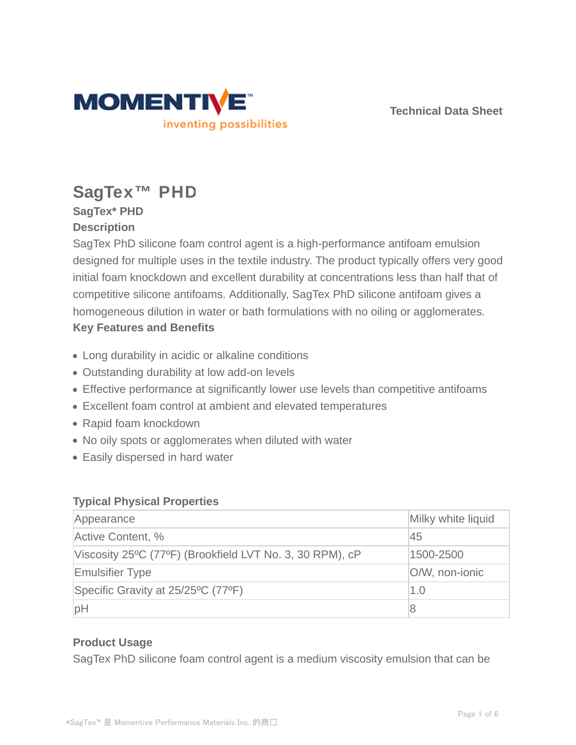Technical Data Sheet

# SagTex™ PHD

### SagTex* PHD

### Description

SagTex PhD silicone foam control agent is a high-performance antifoam emulsion designed for multiple uses in the textile industry. The product typically offers very good initial foam knockdown and excellent durability at concentrations less than half that of competitive silicone antifoams. Additionally, SagTex PhD silicone antifoam gives a homogeneous dilution in water or bath formulations with no oiling or agglomerates.

### Key Features and Benefits

- Long durability in acidic or alkaline conditions
- Outstanding durability at low add-on levels
- Effective performance at significantly lower use levels than competitive antifoams
- Excellent foam control at ambient and elevated temperatures
- Rapid foam knockdown
- No oily spots or agglomerates when diluted with water
- Easily dispersed in hard water

### Typical Physical Properties

| Property | Value |
|---|---|
| Appearance | Milky white liquid |
| Active Content, % | 45 |
| Viscosity 25ºC (77ºF) (Brookfield LVT No. 3, 30 RPM), cP | 1500-2500 |
| Emulsifier Type | O/W, non-ionic |
| Specific Gravity at 25/25ºC (77ºF) | 1.0 |
| pH | 8 |

### Product Usage

SagTex PhD silicone foam control agent is a medium viscosity emulsion that can be

*SagTex™ 是 Momentive Performance Materials Inc. 的商口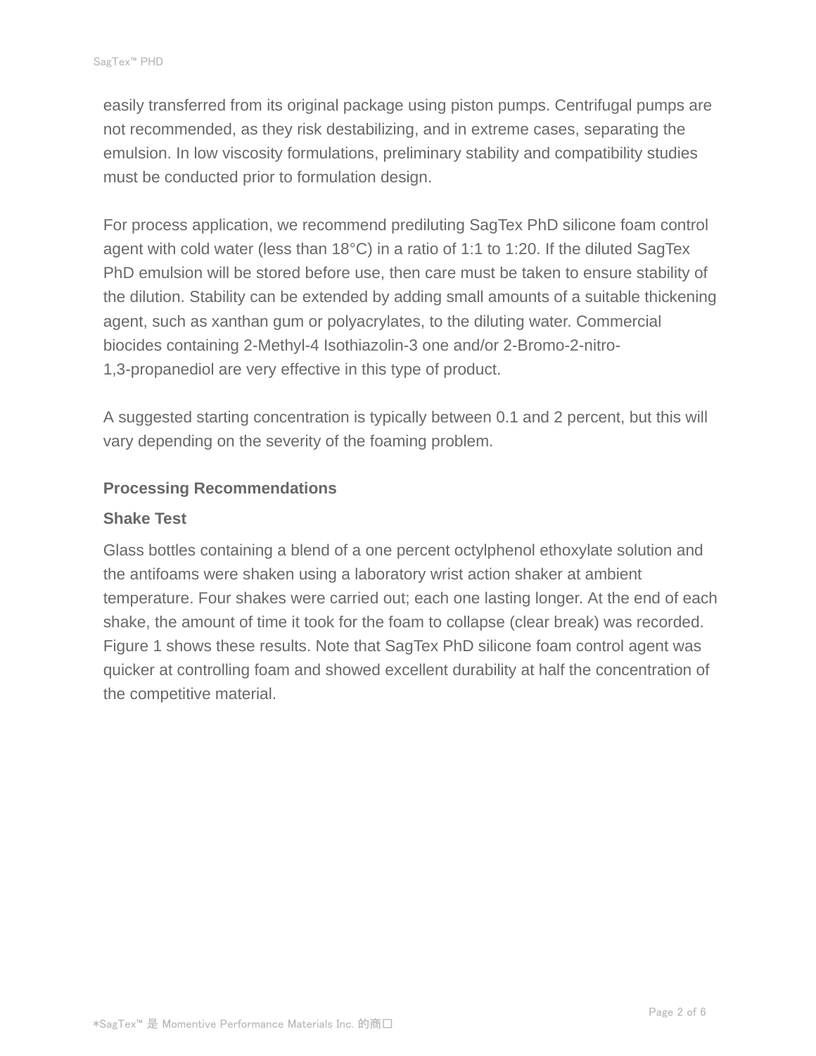easily transferred from its original package using piston pumps. Centrifugal pumps are not recommended, as they risk destabilizing, and in extreme cases, separating the emulsion. In low viscosity formulations, preliminary stability and compatibility studies must be conducted prior to formulation design.

For process application, we recommend prediluting SagTex PhD silicone foam control agent with cold water (less than 18°C) in a ratio of 1:1 to 1:20. If the diluted SagTex PhD emulsion will be stored before use, then care must be taken to ensure stability of the dilution. Stability can be extended by adding small amounts of a suitable thickening agent, such as xanthan gum or polyacrylates, to the diluting water. Commercial biocides containing 2-Methyl-4 Isothiazolin-3 one and/or 2-Bromo-2-nitro-1,3-propanediol are very effective in this type of product.

A suggested starting concentration is typically between 0.1 and 2 percent, but this will vary depending on the severity of the foaming problem.

## Processing Recommendations

### Shake Test

Glass bottles containing a blend of a one percent octylphenol ethoxylate solution and the antifoams were shaken using a laboratory wrist action shaker at ambient temperature. Four shakes were carried out; each one lasting longer. At the end of each shake, the amount of time it took for the foam to collapse (clear break) was recorded. Figure 1 shows these results. Note that SagTex PhD silicone foam control agent was quicker at controlling foam and showed excellent durability at half the concentration of the competitive material.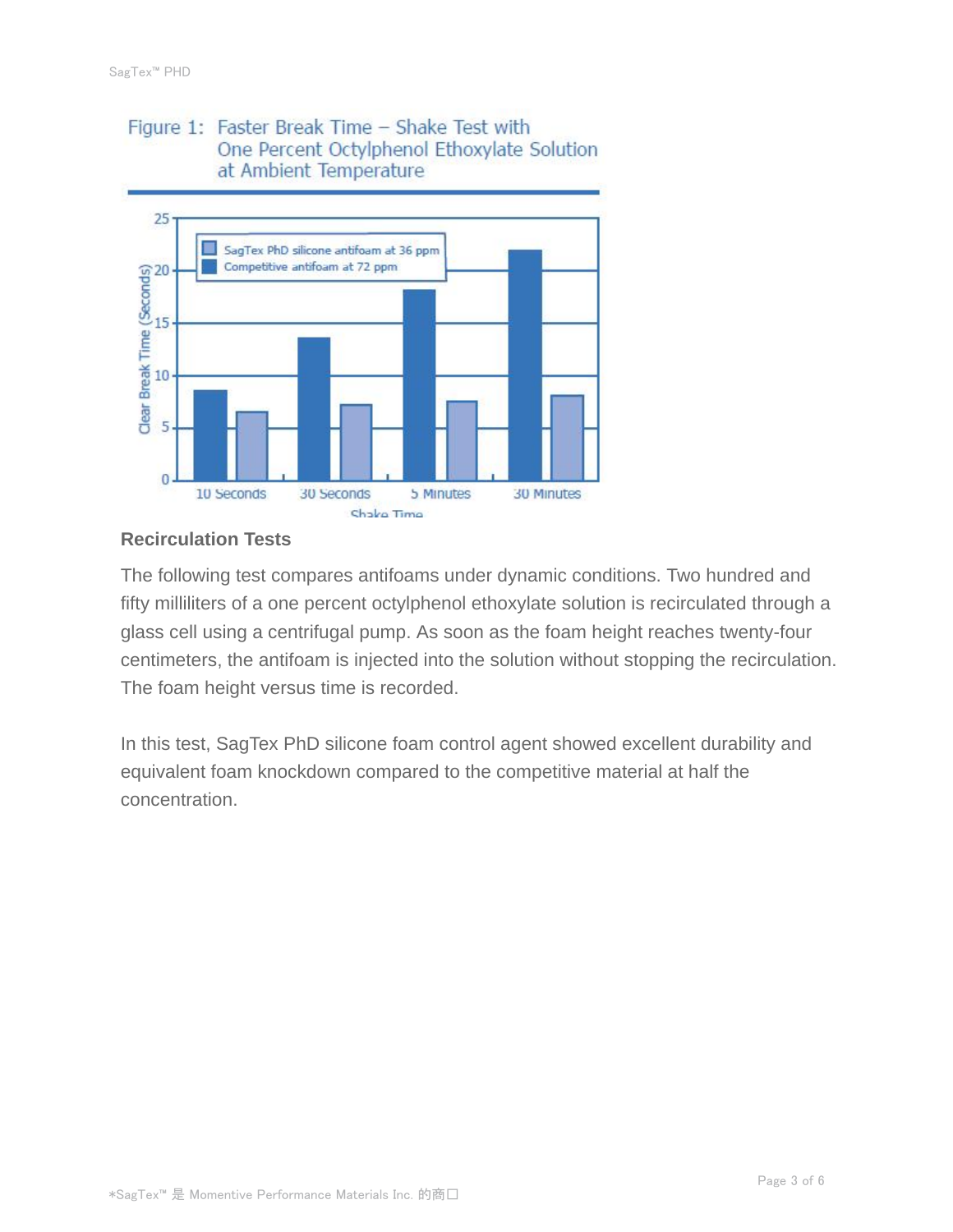Figure 1: Faster Break Time – Shake Test with One Percent Octylphenol Ethoxylate Solution at Ambient Temperature

## Recirculation Tests

The following test compares antifoams under dynamic conditions. Two hundred and fifty milliliters of a one percent octylphenol ethoxylate solution is recirculated through a glass cell using a centrifugal pump. As soon as the foam height reaches twenty-four centimeters, the antifoam is injected into the solution without stopping the recirculation. The foam height versus time is recorded.

In this test, SagTex PhD silicone foam control agent showed excellent durability and equivalent foam knockdown compared to the competitive material at half the concentration.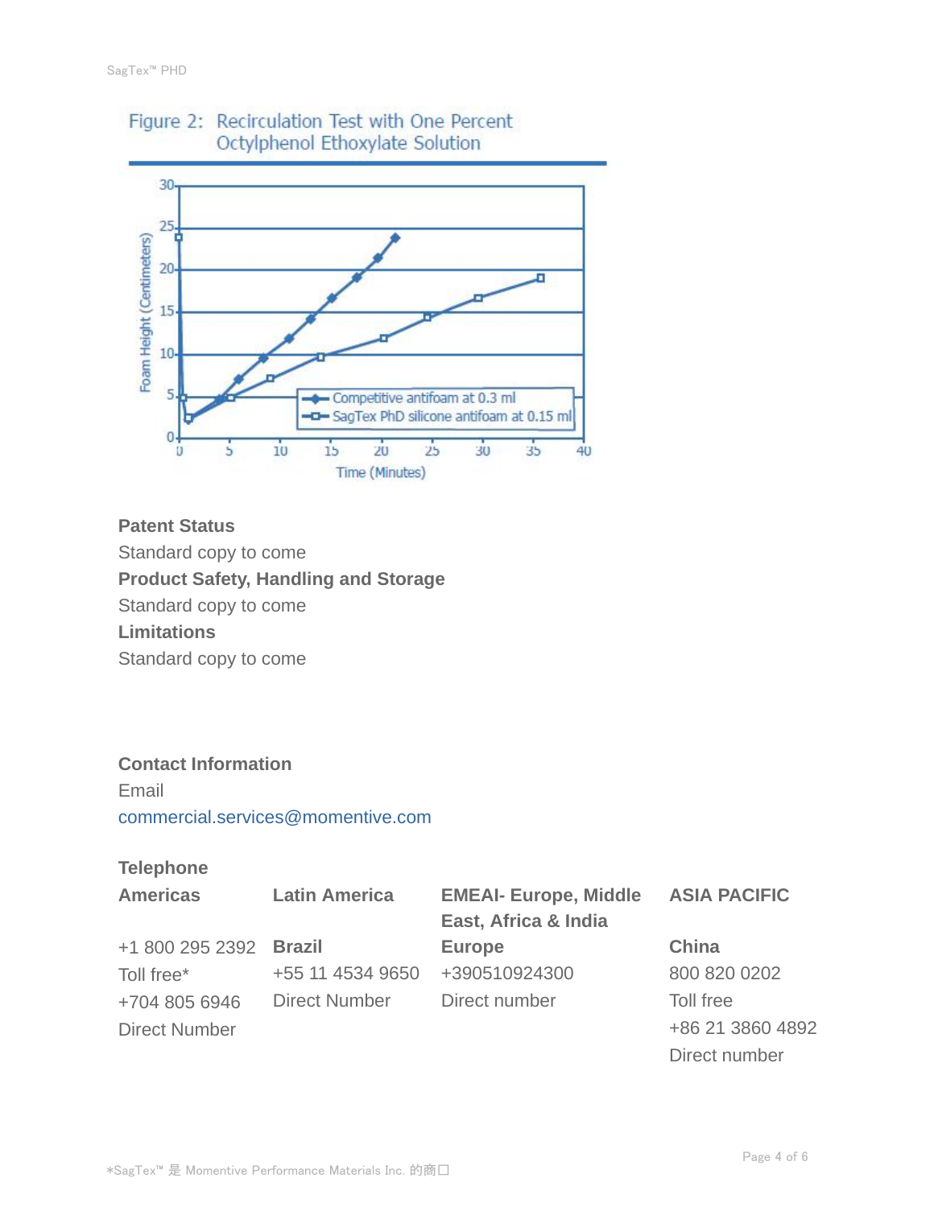Figure 2: Recirculation Test with One Percent Octylphenol Ethoxylate Solution

## Patent Status

Standard copy to come

## Product Safety, Handling and Storage

Standard copy to come

## Limitations

Standard copy to come

## Contact Information

Email

commercial.services@momentive.com

### Telephone

| Americas | Latin America | EMEAI- Europe, Middle East, Africa & India | ASIA PACIFIC |
|---|---|---|---|
| +1 800 295 2392 | **Brazil** | **Europe** | **China** |
| Toll free* | +55 11 4534 9650 | +390510924300 | 800 820 0202 |
| +704 805 6946 | Direct Number | Direct number | Toll free |
| Direct Number | | | +86 21 3860 4892 |
| | | | Direct number |

*SagTex™ 是 Momentive Performance Materials Inc. 的商口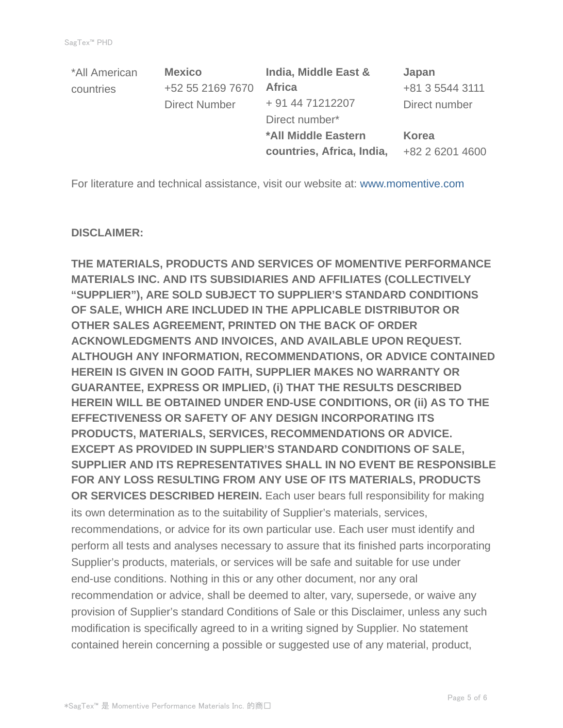| *All American countries | **Mexico**<br>+52 55 2169 7670<br>Direct Number | **India, Middle East & Africa**<br>+ 91 44 71212207<br>Direct number*<br>***All Middle Eastern countries, Africa, India,** | **Japan**<br>+81 3 5544 3111<br>Direct number<br>**Korea**<br>+82 2 6201 4600 |
|---|---|---|---|

For literature and technical assistance, visit our website at: www.momentive.com

**DISCLAIMER:**

**THE MATERIALS, PRODUCTS AND SERVICES OF MOMENTIVE PERFORMANCE MATERIALS INC. AND ITS SUBSIDIARIES AND AFFILIATES (COLLECTIVELY "SUPPLIER"), ARE SOLD SUBJECT TO SUPPLIER'S STANDARD CONDITIONS OF SALE, WHICH ARE INCLUDED IN THE APPLICABLE DISTRIBUTOR OR OTHER SALES AGREEMENT, PRINTED ON THE BACK OF ORDER ACKNOWLEDGMENTS AND INVOICES, AND AVAILABLE UPON REQUEST. ALTHOUGH ANY INFORMATION, RECOMMENDATIONS, OR ADVICE CONTAINED HEREIN IS GIVEN IN GOOD FAITH, SUPPLIER MAKES NO WARRANTY OR GUARANTEE, EXPRESS OR IMPLIED, (i) THAT THE RESULTS DESCRIBED HEREIN WILL BE OBTAINED UNDER END-USE CONDITIONS, OR (ii) AS TO THE EFFECTIVENESS OR SAFETY OF ANY DESIGN INCORPORATING ITS PRODUCTS, MATERIALS, SERVICES, RECOMMENDATIONS OR ADVICE. EXCEPT AS PROVIDED IN SUPPLIER'S STANDARD CONDITIONS OF SALE, SUPPLIER AND ITS REPRESENTATIVES SHALL IN NO EVENT BE RESPONSIBLE FOR ANY LOSS RESULTING FROM ANY USE OF ITS MATERIALS, PRODUCTS OR SERVICES DESCRIBED HEREIN.** Each user bears full responsibility for making its own determination as to the suitability of Supplier's materials, services, recommendations, or advice for its own particular use. Each user must identify and perform all tests and analyses necessary to assure that its finished parts incorporating Supplier's products, materials, or services will be safe and suitable for use under end-use conditions. Nothing in this or any other document, nor any oral recommendation or advice, shall be deemed to alter, vary, supersede, or waive any provision of Supplier's standard Conditions of Sale or this Disclaimer, unless any such modification is specifically agreed to in a writing signed by Supplier. No statement contained herein concerning a possible or suggested use of any material, product,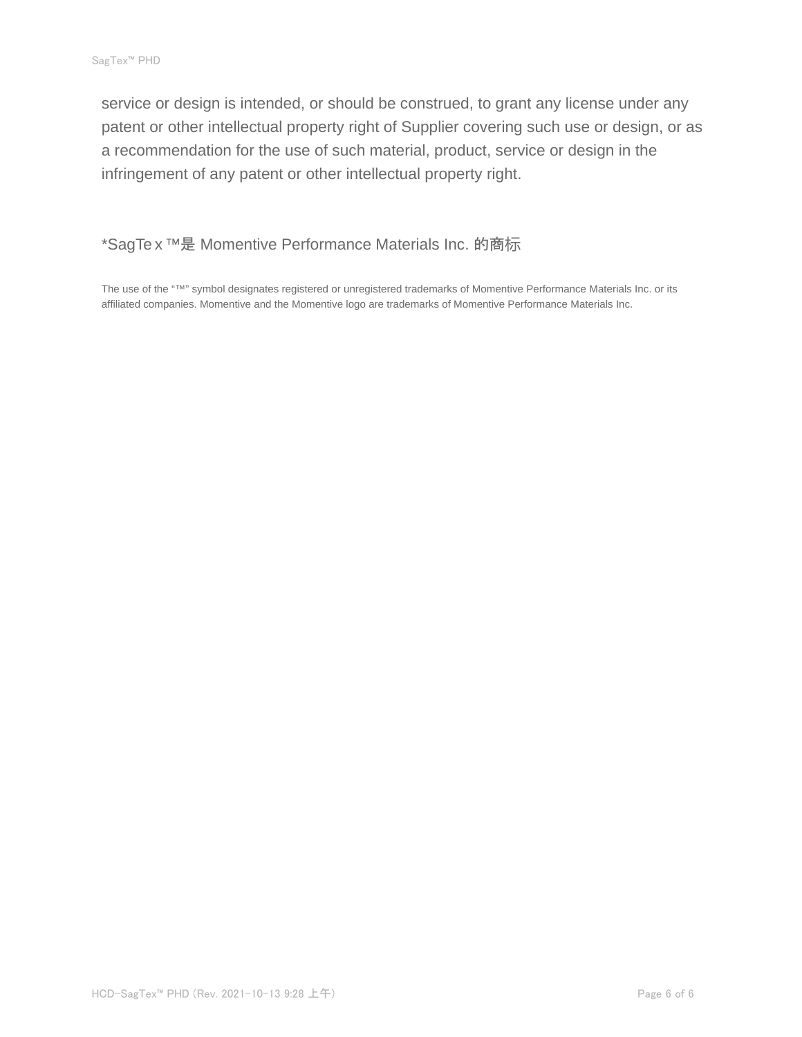service or design is intended, or should be construed, to grant any license under any patent or other intellectual property right of Supplier covering such use or design, or as a recommendation for the use of such material, product, service or design in the infringement of any patent or other intellectual property right.

*SagTeｘ™是 Momentive Performance Materials Inc. 的商标

The use of the “™” symbol designates registered or unregistered trademarks of Momentive Performance Materials Inc. or its affiliated companies. Momentive and the Momentive logo are trademarks of Momentive Performance Materials Inc.